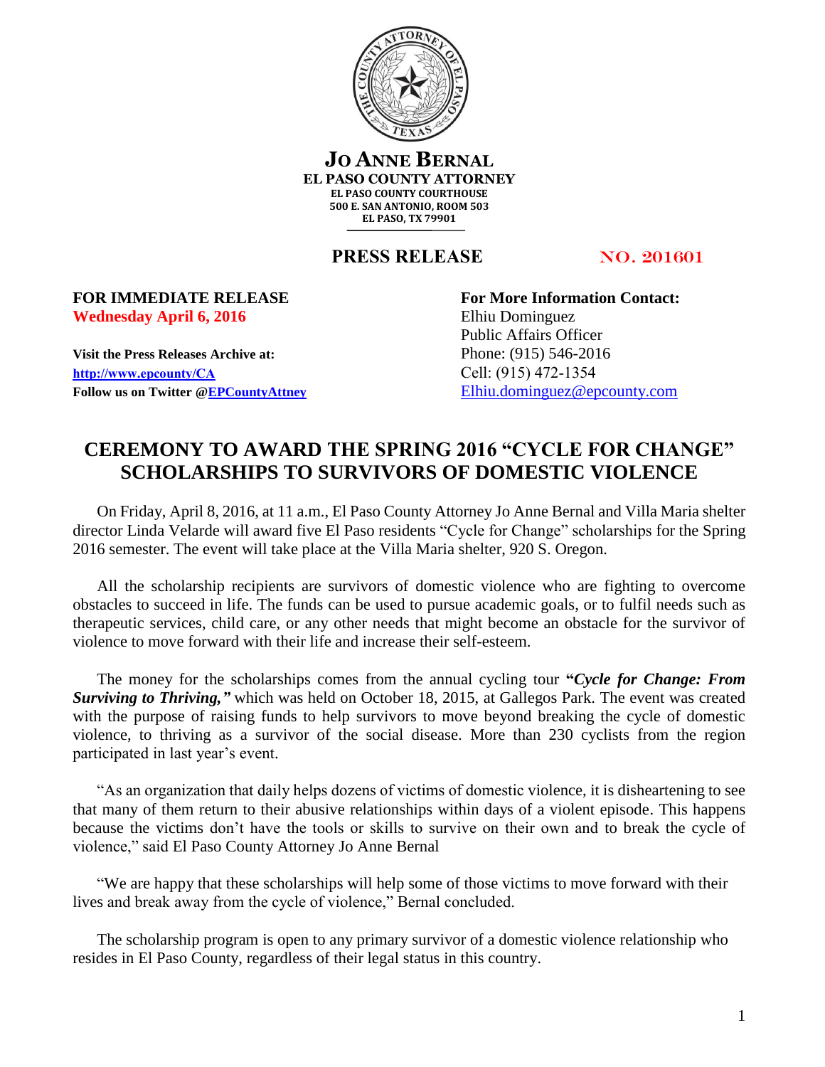**JO ANNE BERNAL**
**EL PASO COUNTY ATTORNEY**
EL PASO COUNTY COURTHOUSE
500 E. SAN ANTONIO, ROOM 503
EL PASO, TX 79901

**PRESS RELEASE** NO. 201601

**FOR IMMEDIATE RELEASE**
**Wednesday April 6, 2016**

**Visit the Press Releases Archive at:**
**http://www.epcounty/CA**
**Follow us on Twitter @EPCountyAttney**

**For More Information Contact:**
Elhiu Dominguez
Public Affairs Officer
Phone: (915) 546-2016
Cell: (915) 472-1354
Elhiu.dominguez@epcounty.com

# CEREMONY TO AWARD THE SPRING 2016 "CYCLE FOR CHANGE" SCHOLARSHIPS TO SURVIVORS OF DOMESTIC VIOLENCE

On Friday, April 8, 2016, at 11 a.m., El Paso County Attorney Jo Anne Bernal and Villa Maria shelter director Linda Velarde will award five El Paso residents "Cycle for Change" scholarships for the Spring 2016 semester. The event will take place at the Villa Maria shelter, 920 S. Oregon.

All the scholarship recipients are survivors of domestic violence who are fighting to overcome obstacles to succeed in life. The funds can be used to pursue academic goals, or to fulfil needs such as therapeutic services, child care, or any other needs that might become an obstacle for the survivor of violence to move forward with their life and increase their self-esteem.

The money for the scholarships comes from the annual cycling tour **"*Cycle for Change: From Surviving to Thriving,"*** which was held on October 18, 2015, at Gallegos Park. The event was created with the purpose of raising funds to help survivors to move beyond breaking the cycle of domestic violence, to thriving as a survivor of the social disease. More than 230 cyclists from the region participated in last year's event.

"As an organization that daily helps dozens of victims of domestic violence, it is disheartening to see that many of them return to their abusive relationships within days of a violent episode. This happens because the victims don't have the tools or skills to survive on their own and to break the cycle of violence," said El Paso County Attorney Jo Anne Bernal

"We are happy that these scholarships will help some of those victims to move forward with their lives and break away from the cycle of violence," Bernal concluded.

The scholarship program is open to any primary survivor of a domestic violence relationship who resides in El Paso County, regardless of their legal status in this country.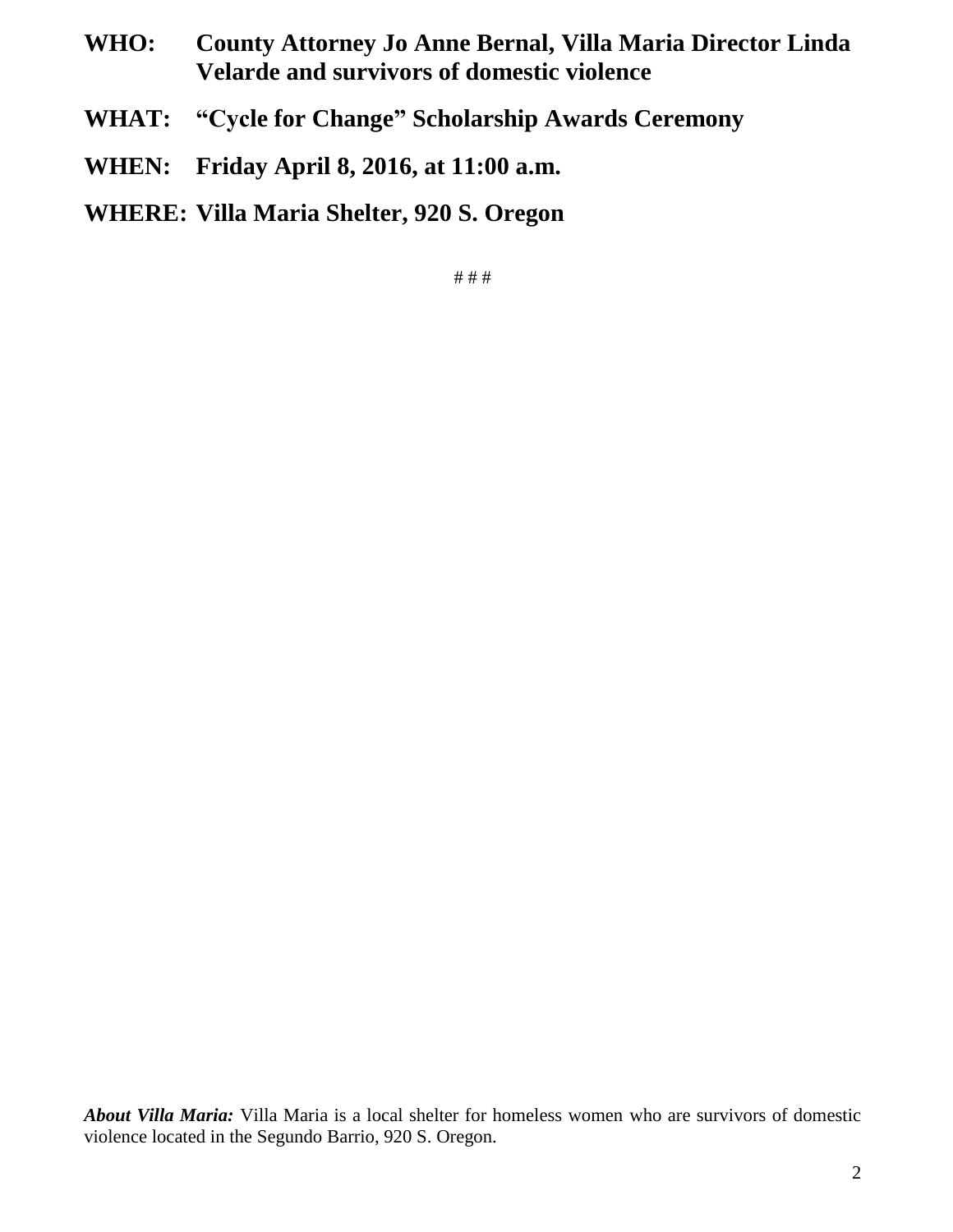**WHO:** **County Attorney Jo Anne Bernal, Villa Maria Director Linda Velarde and survivors of domestic violence**

**WHAT:** **"Cycle for Change" Scholarship Awards Ceremony**

**WHEN:** **Friday April 8, 2016, at 11:00 a.m.**

**WHERE:** **Villa Maria Shelter, 920 S. Oregon**

# # #

***About Villa Maria:*** Villa Maria is a local shelter for homeless women who are survivors of domestic violence located in the Segundo Barrio, 920 S. Oregon.